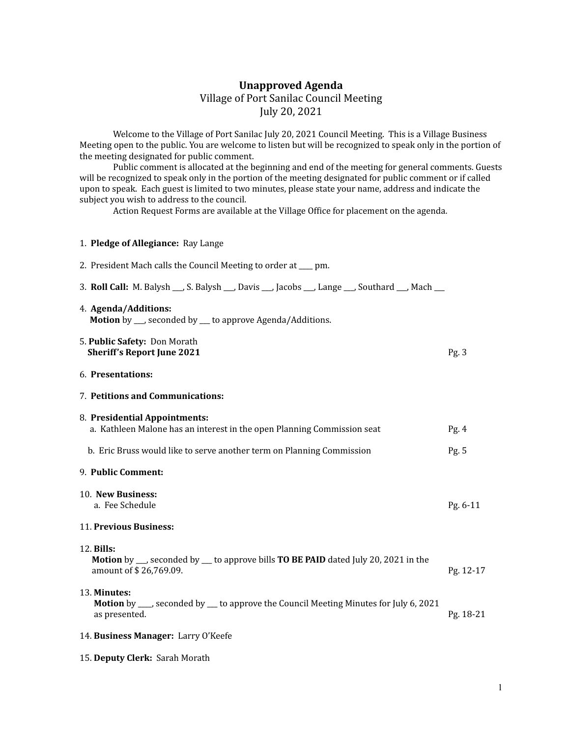# Unapproved Agenda

Village of Port Sanilac Council Meeting
July 20, 2021

Welcome to the Village of Port Sanilac July 20, 2021 Council Meeting. This is a Village Business Meeting open to the public. You are welcome to listen but will be recognized to speak only in the portion of the meeting designated for public comment.

Public comment is allocated at the beginning and end of the meeting for general comments. Guests will be recognized to speak only in the portion of the meeting designated for public comment or if called upon to speak. Each guest is limited to two minutes, please state your name, address and indicate the subject you wish to address to the council.

Action Request Forms are available at the Village Office for placement on the agenda.

1. **Pledge of Allegiance:** Ray Lange

2. President Mach calls the Council Meeting to order at ____ pm.

3. **Roll Call:** M. Balysh ___, S. Balysh ___, Davis ___, Jacobs ___, Lange ___, Southard ___, Mach ___

4. **Agenda/Additions:**
   **Motion** by ___, seconded by ___ to approve Agenda/Additions.

5. **Public Safety:** Don Morath
   **Sheriff's Report June 2021** Pg. 3

6. **Presentations:**

7. **Petitions and Communications:**

8. **Presidential Appointments:**
   a. Kathleen Malone has an interest in the open Planning Commission seat Pg. 4

   b. Eric Bruss would like to serve another term on Planning Commission Pg. 5

9. **Public Comment:**

10. **New Business:**
    a. Fee Schedule Pg. 6-11

11. **Previous Business:**

12. **Bills:**
    **Motion** by ___, seconded by ___ to approve bills **TO BE PAID** dated July 20, 2021 in the amount of $ 26,769.09. Pg. 12-17

13. **Minutes:**
    **Motion** by ____, seconded by ___ to approve the Council Meeting Minutes for July 6, 2021 as presented. Pg. 18-21

14. **Business Manager:** Larry O'Keefe

15. **Deputy Clerk:** Sarah Morath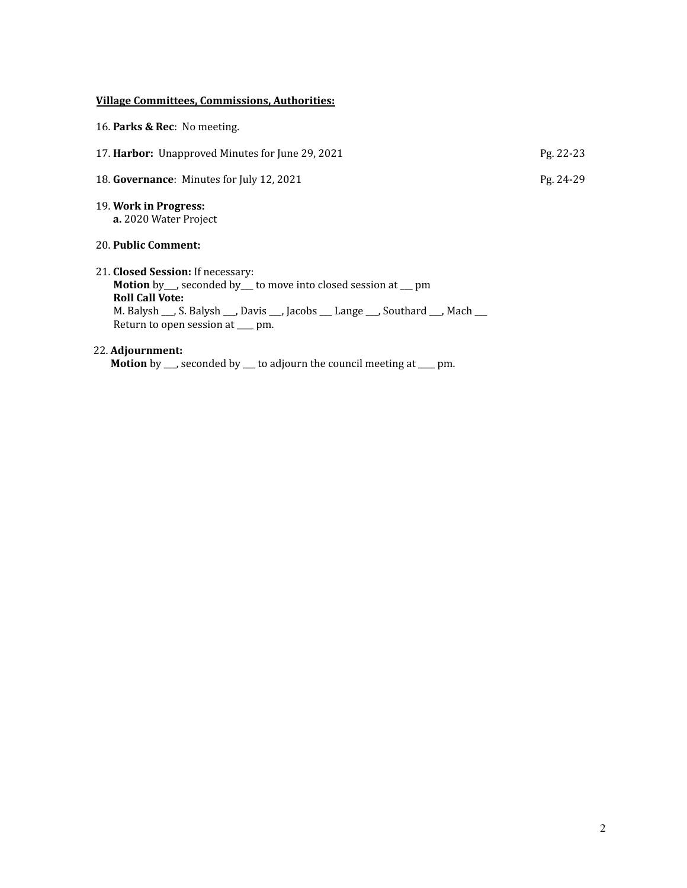**Village Committees, Commissions, Authorities:**

16. **Parks & Rec**: No meeting.

17. **Harbor:** Unapproved Minutes for June 29, 2021 Pg. 22-23

18. **Governance**: Minutes for July 12, 2021 Pg. 24-29

19. **Work in Progress:**
    **a.** 2020 Water Project

20. **Public Comment:**

21. **Closed Session:** If necessary:
    **Motion** by___, seconded by___ to move into closed session at ___ pm
    **Roll Call Vote:**
    M. Balysh ___, S. Balysh ___, Davis ___, Jacobs ___ Lange ___, Southard ___, Mach ___
    Return to open session at ____ pm.

22. **Adjournment:**
    **Motion** by ___, seconded by ___ to adjourn the council meeting at ____ pm.